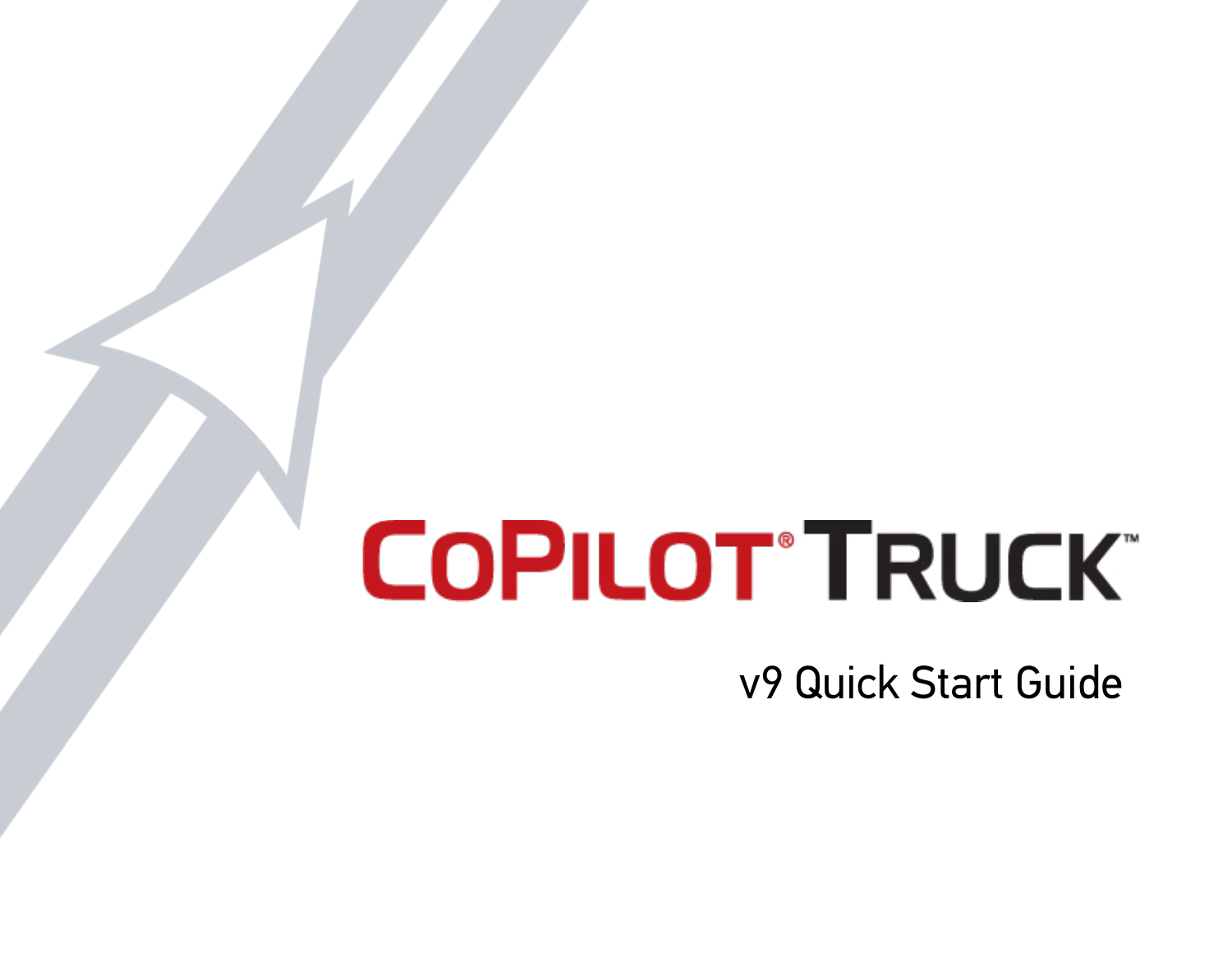# CoPilot® Truck™

## v9 Quick Start Guide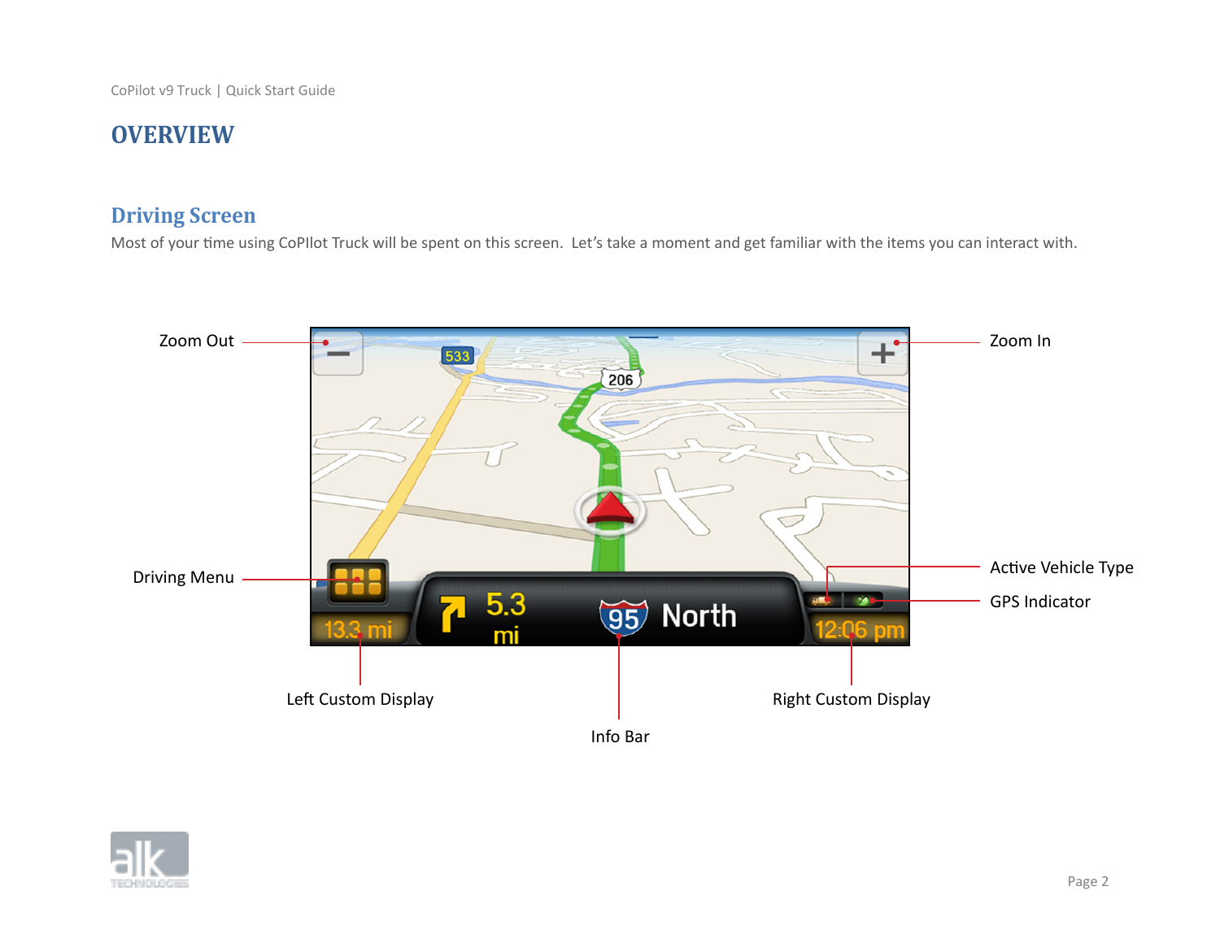# OVERVIEW

## Driving Screen

Most of your time using CoPIlot Truck will be spent on this screen. Let's take a moment and get familiar with the items you can interact with.

Zoom Out

Zoom In

Driving Menu

Active Vehicle Type

GPS Indicator

Left Custom Display

Right Custom Display

Info Bar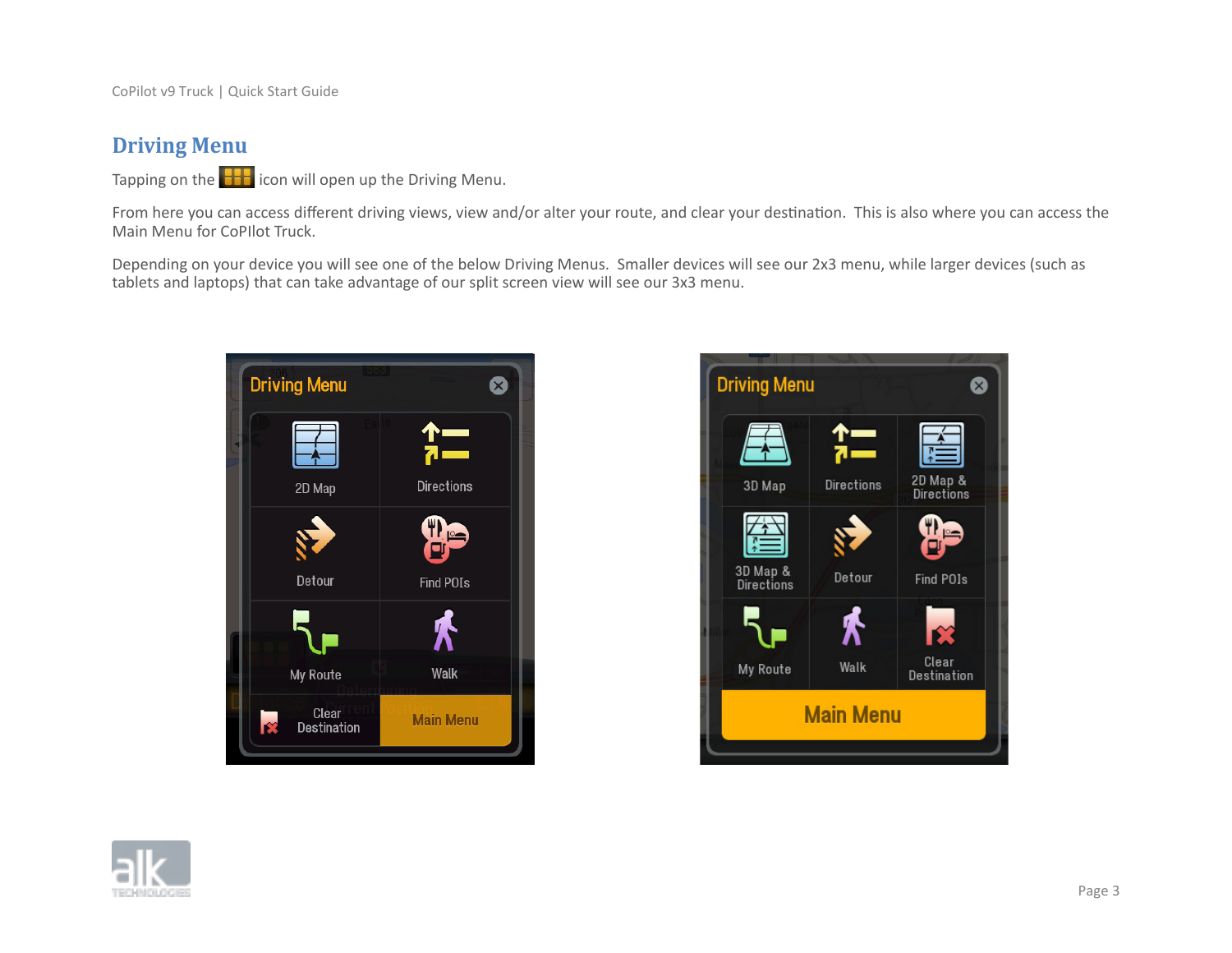## Driving Menu

Tapping on the icon will open up the Driving Menu.

From here you can access different driving views, view and/or alter your route, and clear your destination. This is also where you can access the Main Menu for CoPIlot Truck.

Depending on your device you will see one of the below Driving Menus. Smaller devices will see our 2x3 menu, while larger devices (such as tablets and laptops) that can take advantage of our split screen view will see our 3x3 menu.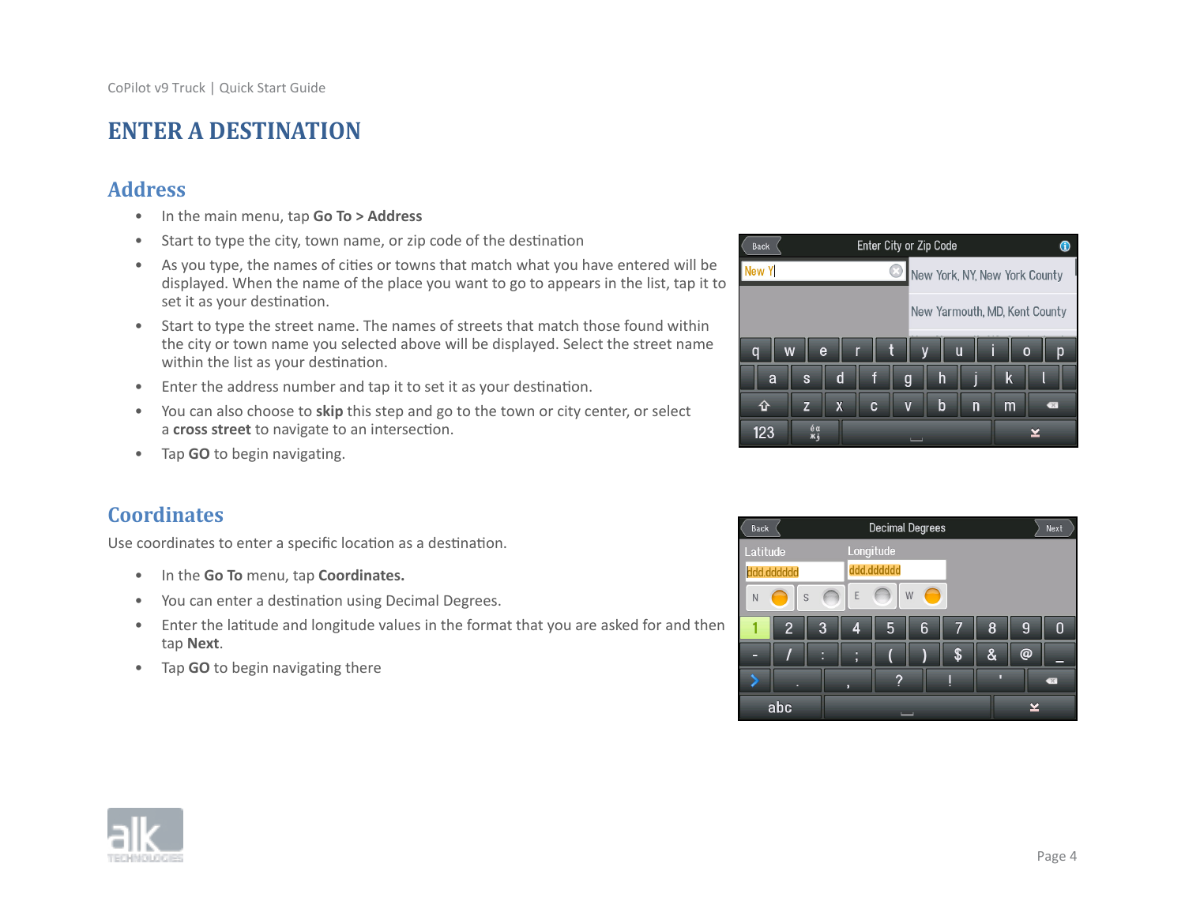# ENTER A DESTINATION

## Address

- In the main menu, tap **Go To > Address**
- Start to type the city, town name, or zip code of the destination
- As you type, the names of cities or towns that match what you have entered will be displayed. When the name of the place you want to go to appears in the list, tap it to set it as your destination.
- Start to type the street name. The names of streets that match those found within the city or town name you selected above will be displayed. Select the street name within the list as your destination.
- Enter the address number and tap it to set it as your destination.
- You can also choose to **skip** this step and go to the town or city center, or select a **cross street** to navigate to an intersection.
- Tap **GO** to begin navigating.

## Coordinates

Use coordinates to enter a specific location as a destination.

- In the **Go To** menu, tap **Coordinates.**
- You can enter a destination using Decimal Degrees.
- Enter the latitude and longitude values in the format that you are asked for and then tap **Next**.
- Tap **GO** to begin navigating there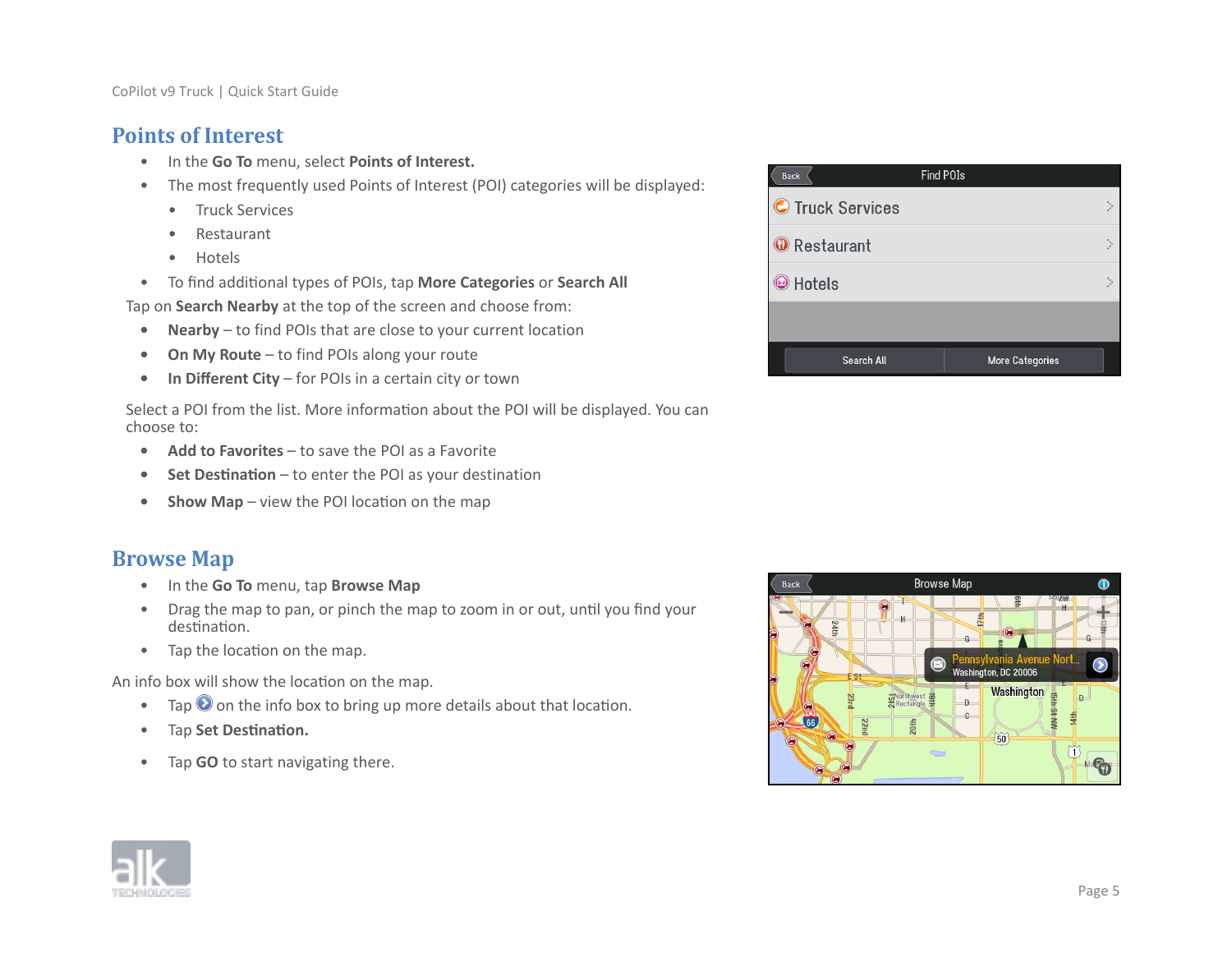## Points of Interest

- In the **Go To** menu, select **Points of Interest.**
- The most frequently used Points of Interest (POI) categories will be displayed:
    - Truck Services
    - Restaurant
    - Hotels
- To find additional types of POIs, tap **More Categories** or **Search All**

Tap on **Search Nearby** at the top of the screen and choose from:

- **Nearby** – to find POIs that are close to your current location
- **On My Route** – to find POIs along your route
- **In Different City** – for POIs in a certain city or town

Select a POI from the list. More information about the POI will be displayed. You can choose to:

- **Add to Favorites** – to save the POI as a Favorite
- **Set Destination** – to enter the POI as your destination
- **Show Map** – view the POI location on the map

## Browse Map

- In the **Go To** menu, tap **Browse Map**
- Drag the map to pan, or pinch the map to zoom in or out, until you find your destination.
- Tap the location on the map.

An info box will show the location on the map.

- Tap on the info box to bring up more details about that location.
- Tap **Set Destination.**
- Tap **GO** to start navigating there.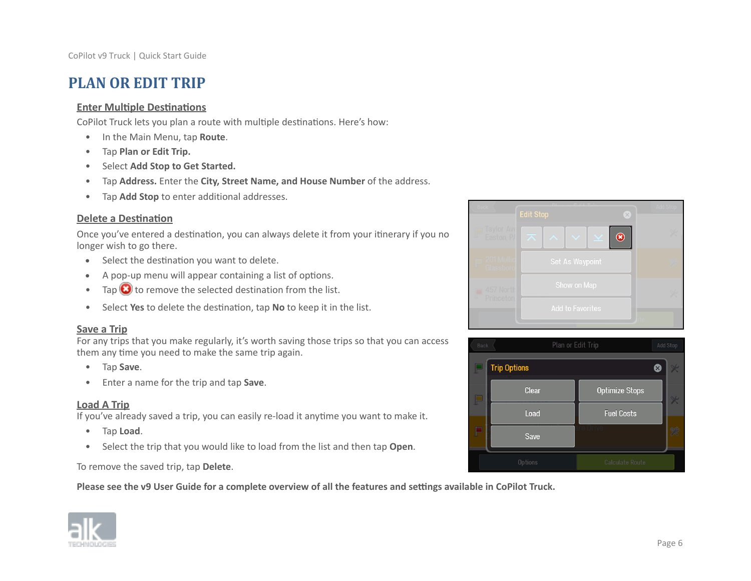# PLAN OR EDIT TRIP

## Enter Multiple Destinations

CoPilot Truck lets you plan a route with multiple destinations. Here's how:

- In the Main Menu, tap **Route**.
- Tap **Plan or Edit Trip.**
- Select **Add Stop to Get Started.**
- Tap **Address.** Enter the **City, Street Name, and House Number** of the address.
- Tap **Add Stop** to enter additional addresses.

## Delete a Destination

Once you've entered a destination, you can always delete it from your itinerary if you no longer wish to go there.

- Select the destination you want to delete.
- A pop-up menu will appear containing a list of options.
- Tap ⊗ to remove the selected destination from the list.
- Select **Yes** to delete the destination, tap **No** to keep it in the list.

## Save a Trip

For any trips that you make regularly, it's worth saving those trips so that you can access them any time you need to make the same trip again.

- Tap **Save**.
- Enter a name for the trip and tap **Save**.

## Load A Trip

If you've already saved a trip, you can easily re-load it anytime you want to make it.

- Tap **Load**.
- Select the trip that you would like to load from the list and then tap **Open**.

To remove the saved trip, tap **Delete**.

**Please see the v9 User Guide for a complete overview of all the features and settings available in CoPilot Truck.**